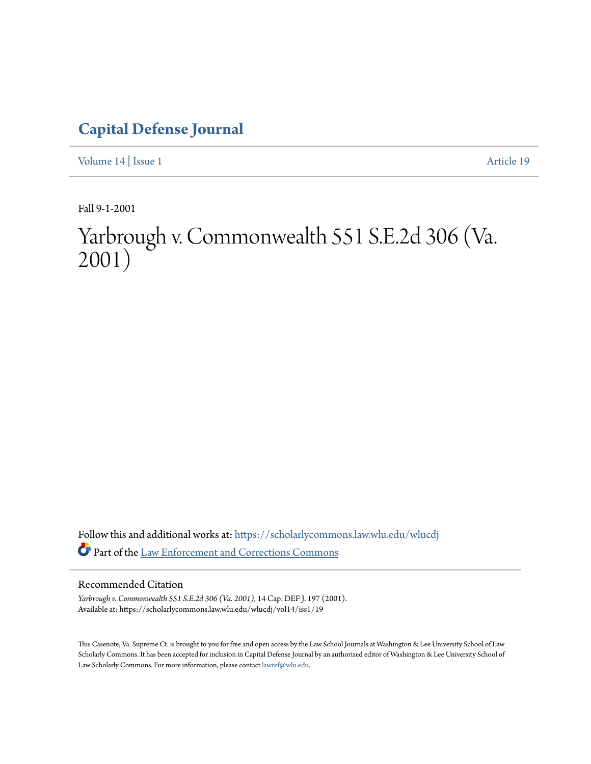# Capital Defense Journal

Volume 14 | Issue 1 Article 19

Fall 9-1-2001

# Yarbrough v. Commonwealth 551 S.E.2d 306 (Va. 2001)

Follow this and additional works at: https://scholarlycommons.law.wlu.edu/wlucdj

Part of the Law Enforcement and Corrections Commons

## Recommended Citation

*Yarbrough v. Commonwealth 551 S.E.2d 306 (Va. 2001)*, 14 Cap. DEF J. 197 (2001).
Available at: https://scholarlycommons.law.wlu.edu/wlucdj/vol14/iss1/19

This Casenote, Va. Supreme Ct. is brought to you for free and open access by the Law School Journals at Washington & Lee University School of Law Scholarly Commons. It has been accepted for inclusion in Capital Defense Journal by an authorized editor of Washington & Lee University School of Law Scholarly Commons. For more information, please contact lawref@wlu.edu.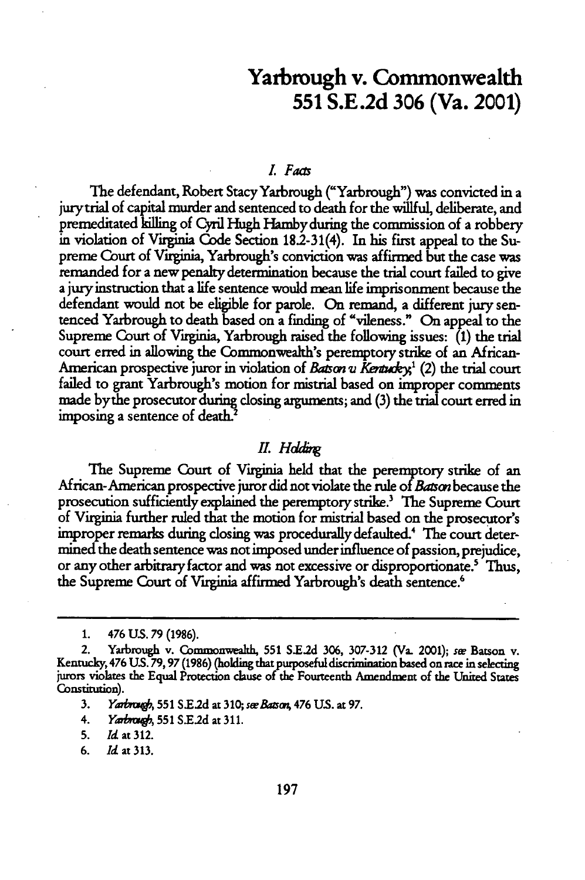# Yarbrough v. Commonwealth
# 551 S.E.2d 306 (Va. 2001)

## *I. Facts*

The defendant, Robert Stacy Yarbrough ("Yarbrough") was convicted in a jury trial of capital murder and sentenced to death for the willful, deliberate, and premeditated killing of Cyril Hugh Hamby during the commission of a robbery in violation of Virginia Code Section 18.2-31(4). In his first appeal to the Supreme Court of Virginia, Yarbrough's conviction was affirmed but the case was remanded for a new penalty determination because the trial court failed to give a jury instruction that a life sentence would mean life imprisonment because the defendant would not be eligible for parole. On remand, a different jury sentenced Yarbrough to death based on a finding of "vileness." On appeal to the Supreme Court of Virginia, Yarbrough raised the following issues: (1) the trial court erred in allowing the Commonwealth's peremptory strike of an African-American prospective juror in violation of *Batson v Kentucky*;[1] (2) the trial court failed to grant Yarbrough's motion for mistrial based on improper comments made by the prosecutor during closing arguments; and (3) the trial court erred in imposing a sentence of death.[2]

## *II. Holding*

The Supreme Court of Virginia held that the peremptory strike of an African-American prospective juror did not violate the rule of *Batson* because the prosecution sufficiently explained the peremptory strike.[3] The Supreme Court of Virginia further ruled that the motion for mistrial based on the prosecutor's improper remarks during closing was procedurally defaulted.[4] The court determined the death sentence was not imposed under influence of passion, prejudice, or any other arbitrary factor and was not excessive or disproportionate.[5] Thus, the Supreme Court of Virginia affirmed Yarbrough's death sentence.[6]

---

1. 476 U.S. 79 (1986).
2. Yarbrough v. Commonwealth, 551 S.E.2d 306, 307-312 (Va. 2001); *see* Batson v. Kentucky, 476 U.S. 79, 97 (1986) (holding that purposeful discrimination based on race in selecting jurors violates the Equal Protection clause of the Fourteenth Amendment of the United States Constitution).
3. *Yarbrough*, 551 S.E.2d at 310; *see Batson*, 476 U.S. at 97.
4. *Yarbrough*, 551 S.E.2d at 311.
5. *Id.* at 312.
6. *Id.* at 313.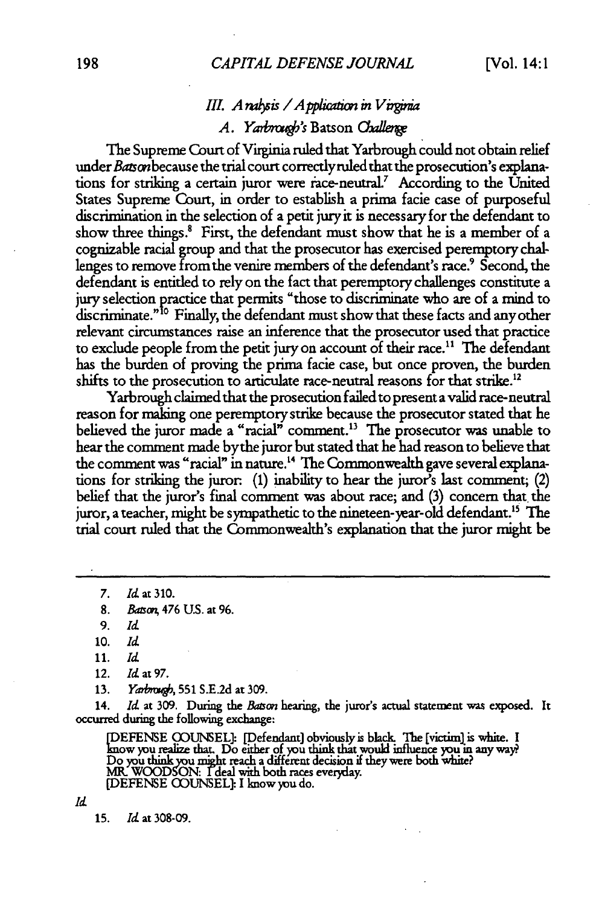### III. *Analysis / Application in Virginia*

#### A. *Yarbrough's* Batson *Challenge*

The Supreme Court of Virginia ruled that Yarbrough could not obtain relief under *Batson* because the trial court correctly ruled that the prosecution's explanations for striking a certain juror were race-neutral.[7] According to the United States Supreme Court, in order to establish a prima facie case of purposeful discrimination in the selection of a petit jury it is necessary for the defendant to show three things.[8] First, the defendant must show that he is a member of a cognizable racial group and that the prosecutor has exercised peremptory challenges to remove from the venire members of the defendant's race.[9] Second, the defendant is entitled to rely on the fact that peremptory challenges constitute a jury selection practice that permits "those to discriminate who are of a mind to discriminate."[10] Finally, the defendant must show that these facts and any other relevant circumstances raise an inference that the prosecutor used that practice to exclude people from the petit jury on account of their race.[11] The defendant has the burden of proving the prima facie case, but once proven, the burden shifts to the prosecution to articulate race-neutral reasons for that strike.[12]

Yarbrough claimed that the prosecution failed to present a valid race-neutral reason for making one peremptory strike because the prosecutor stated that he believed the juror made a "racial" comment.[13] The prosecutor was unable to hear the comment made by the juror but stated that he had reason to believe that the comment was "racial" in nature.[14] The Commonwealth gave several explanations for striking the juror: (1) inability to hear the juror's last comment; (2) belief that the juror's final comment was about race; and (3) concern that the juror, a teacher, might be sympathetic to the nineteen-year-old defendant.[15] The trial court ruled that the Commonwealth's explanation that the juror might be

---

7. *Id.* at 310.

8. *Batson*, 476 U.S. at 96.

9. *Id.*

10. *Id.*

11. *Id.*

12. *Id.* at 97.

13. *Yarbrough*, 551 S.E.2d at 309.

14. *Id.* at 309. During the *Batson* hearing, the juror's actual statement was exposed. It occurred during the following exchange:

> [DEFENSE COUNSEL]: [Defendant] obviously is black. The [victim] is white. I know you realize that. Do either of you think that would influence you in any way? Do you think you might reach a different decision if they were both white?
> MR. WOODSON: I deal with both races everyday.
> [DEFENSE COUNSEL]: I know you do.

*Id.*

15. *Id.* at 308-09.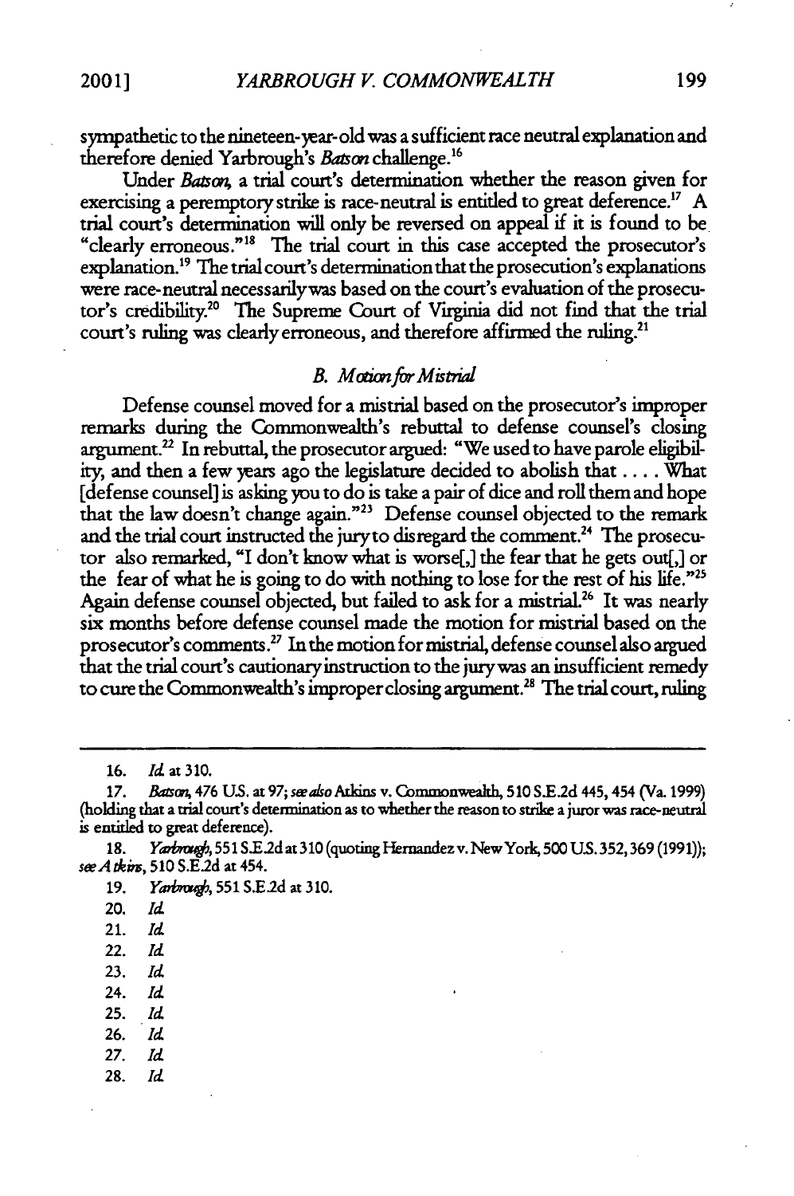sympathetic to the nineteen-year-old was a sufficient race neutral explanation and therefore denied Yarbrough's *Batson* challenge.[16]

Under *Batson*, a trial court's determination whether the reason given for exercising a peremptory strike is race-neutral is entitled to great deference.[17] A trial court's determination will only be reversed on appeal if it is found to be "clearly erroneous."[18] The trial court in this case accepted the prosecutor's explanation.[19] The trial court's determination that the prosecution's explanations were race-neutral necessarily was based on the court's evaluation of the prosecutor's credibility.[20] The Supreme Court of Virginia did not find that the trial court's ruling was clearly erroneous, and therefore affirmed the ruling.[21]

### *B. Motion for Mistrial*

Defense counsel moved for a mistrial based on the prosecutor's improper remarks during the Commonwealth's rebuttal to defense counsel's closing argument.[22] In rebuttal, the prosecutor argued: "We used to have parole eligibility, and then a few years ago the legislature decided to abolish that . . . . What [defense counsel] is asking you to do is take a pair of dice and roll them and hope that the law doesn't change again."[23] Defense counsel objected to the remark and the trial court instructed the jury to disregard the comment.[24] The prosecutor also remarked, "I don't know what is worse[,] the fear that he gets out[,] or the fear of what he is going to do with nothing to lose for the rest of his life."[25] Again defense counsel objected, but failed to ask for a mistrial.[26] It was nearly six months before defense counsel made the motion for mistrial based on the prosecutor's comments.[27] In the motion for mistrial, defense counsel also argued that the trial court's cautionary instruction to the jury was an insufficient remedy to cure the Commonwealth's improper closing argument.[28] The trial court, ruling

---

16. *Id.* at 310.

17. *Batson*, 476 U.S. at 97; *see also* Atkins v. Commonwealth, 510 S.E.2d 445, 454 (Va. 1999) (holding that a trial court's determination as to whether the reason to strike a juror was race-neutral is entitled to great deference).

18. *Yarbrough*, 551 S.E.2d at 310 (quoting Hernandez v. New York, 500 U.S. 352, 369 (1991)); *see Atkins*, 510 S.E.2d at 454.

19. *Yarbrough*, 551 S.E.2d at 310.

20. *Id.*

21. *Id.*

22. *Id.*

23. *Id.*

24. *Id.*

25. *Id.*

26. *Id.*

27. *Id.*

28. *Id.*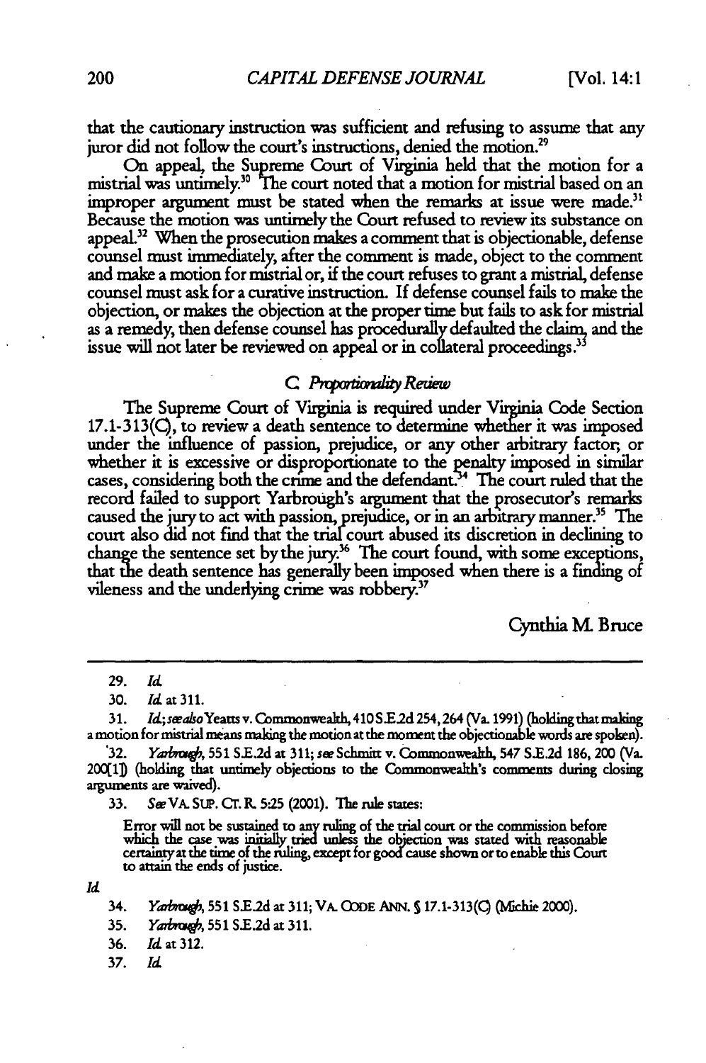that the cautionary instruction was sufficient and refusing to assume that any juror did not follow the court's instructions, denied the motion.[29]

On appeal, the Supreme Court of Virginia held that the motion for a mistrial was untimely.[30] The court noted that a motion for mistrial based on an improper argument must be stated when the remarks at issue were made.[31] Because the motion was untimely the Court refused to review its substance on appeal.[32] When the prosecution makes a comment that is objectionable, defense counsel must immediately, after the comment is made, object to the comment and make a motion for mistrial or, if the court refuses to grant a mistrial, defense counsel must ask for a curative instruction. If defense counsel fails to make the objection, or makes the objection at the proper time but fails to ask for mistrial as a remedy, then defense counsel has procedurally defaulted the claim, and the issue will not later be reviewed on appeal or in collateral proceedings.[33]

### C. *Proportionality Review*

The Supreme Court of Virginia is required under Virginia Code Section 17.1-313(C), to review a death sentence to determine whether it was imposed under the influence of passion, prejudice, or any other arbitrary factor; or whether it is excessive or disproportionate to the penalty imposed in similar cases, considering both the crime and the defendant.[34] The court ruled that the record failed to support Yarbrough's argument that the prosecutor's remarks caused the jury to act with passion, prejudice, or in an arbitrary manner.[35] The court also did not find that the trial court abused its discretion in declining to change the sentence set by the jury.[36] The court found, with some exceptions, that the death sentence has generally been imposed when there is a finding of vileness and the underlying crime was robbery.[37]

Cynthia M. Bruce

---

29. *Id.*

30. *Id.* at 311.

31. *Id.*; *see also* Yeatts v. Commonwealth, 410 S.E.2d 254, 264 (Va. 1991) (holding that making a motion for mistrial means making the motion at the moment the objectionable words are spoken).

32. *Yarbrough*, 551 S.E.2d at 311; *see* Schmitt v. Commonwealth, 547 S.E.2d 186, 200 (Va. 2001) (holding that untimely objections to the Commonwealth's comments during closing arguments are waived).

33. *See* VA. SUP. CT. R. 5:25 (2001). The rule states:

> Error will not be sustained to any ruling of the trial court or the commission before which the case was initially tried unless the objection was stated with reasonable certainty at the time of the ruling, except for good cause shown or to enable this Court to attain the ends of justice.

*Id.*

34. *Yarbrough*, 551 S.E.2d at 311; VA. CODE ANN. § 17.1-313(C) (Michie 2000).

35. *Yarbrough*, 551 S.E.2d at 311.

36. *Id.* at 312.

37. *Id.*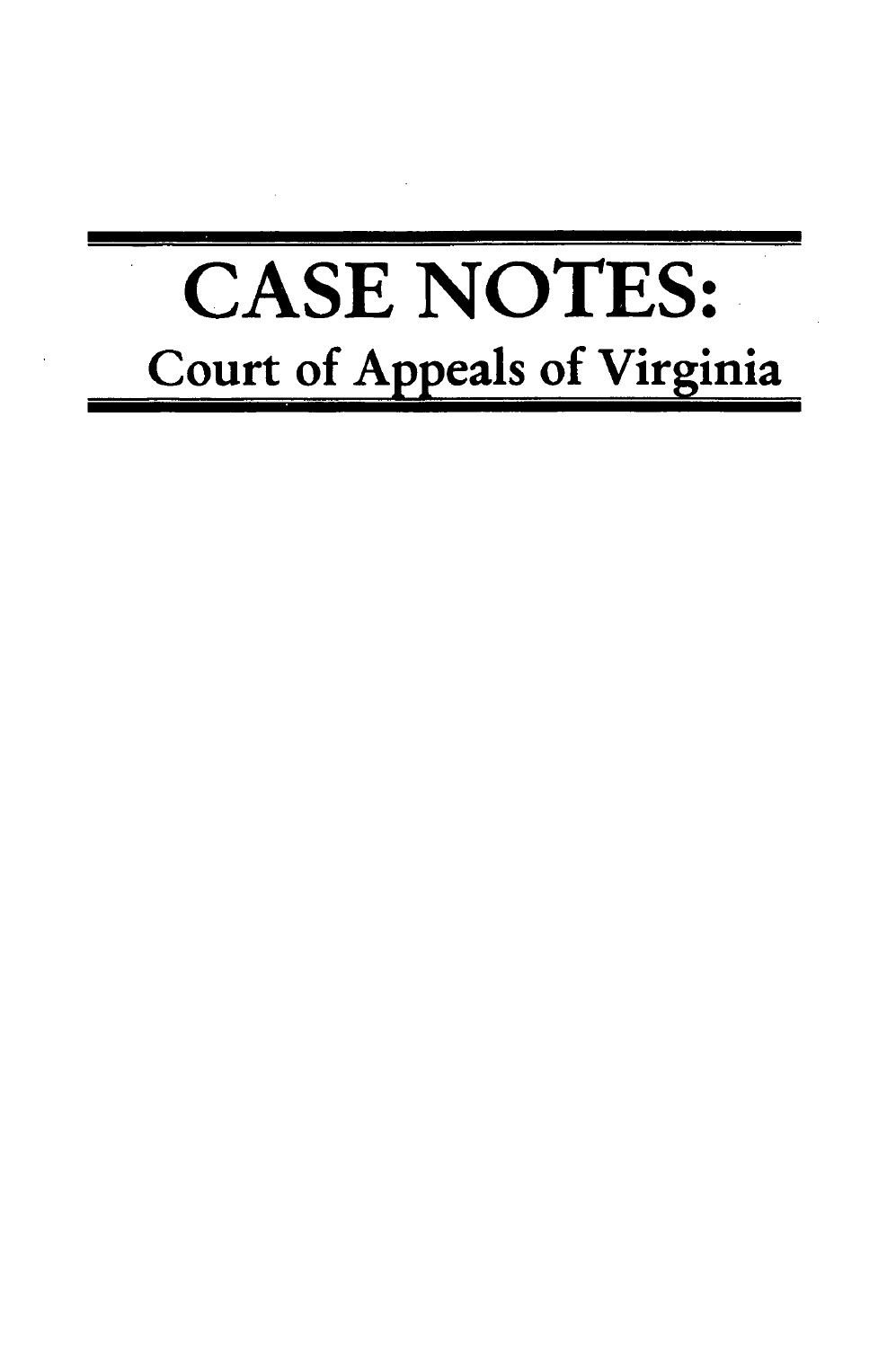# CASE NOTES:

## Court of Appeals of Virginia